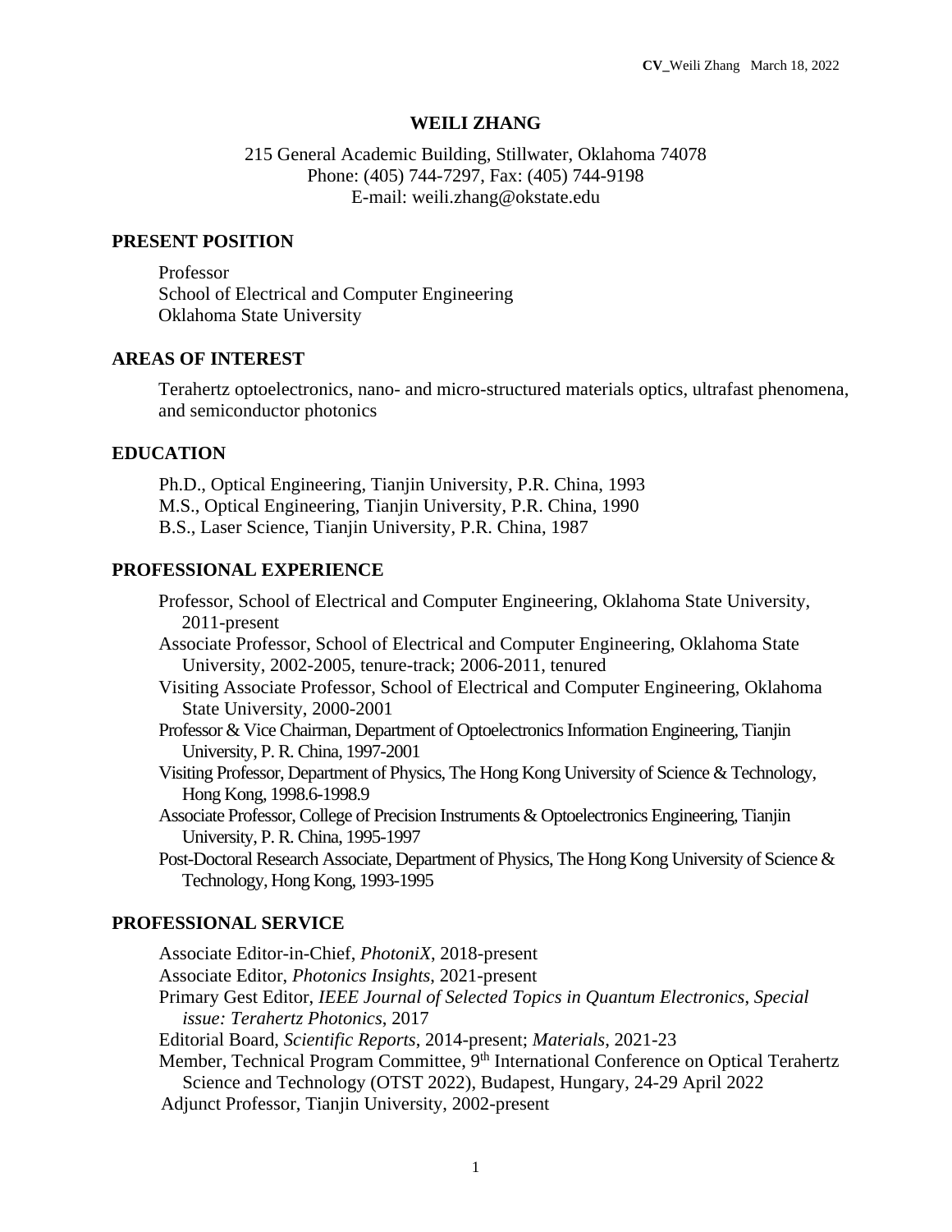# WEILI ZHANG

215 General Academic Building, Stillwater, Oklahoma 74078
Phone: (405) 744-7297, Fax: (405) 744-9198
E-mail: weili.zhang@okstate.edu

## PRESENT POSITION

Professor
School of Electrical and Computer Engineering
Oklahoma State University

## AREAS OF INTEREST

Terahertz optoelectronics, nano- and micro-structured materials optics, ultrafast phenomena, and semiconductor photonics

## EDUCATION

Ph.D., Optical Engineering, Tianjin University, P.R. China, 1993
M.S., Optical Engineering, Tianjin University, P.R. China, 1990
B.S., Laser Science, Tianjin University, P.R. China, 1987

## PROFESSIONAL EXPERIENCE

Professor, School of Electrical and Computer Engineering, Oklahoma State University, 2011-present
Associate Professor, School of Electrical and Computer Engineering, Oklahoma State University, 2002-2005, tenure-track; 2006-2011, tenured
Visiting Associate Professor, School of Electrical and Computer Engineering, Oklahoma State University, 2000-2001
Professor & Vice Chairman, Department of Optoelectronics Information Engineering, Tianjin University, P. R. China, 1997-2001
Visiting Professor, Department of Physics, The Hong Kong University of Science & Technology, Hong Kong, 1998.6-1998.9
Associate Professor, College of Precision Instruments & Optoelectronics Engineering, Tianjin University, P. R. China, 1995-1997
Post-Doctoral Research Associate, Department of Physics, The Hong Kong University of Science & Technology, Hong Kong, 1993-1995

## PROFESSIONAL SERVICE

Associate Editor-in-Chief, *PhotoniX*, 2018-present
Associate Editor, *Photonics Insights*, 2021-present
Primary Gest Editor, *IEEE Journal of Selected Topics in Quantum Electronics, Special issue: Terahertz Photonics*, 2017
Editorial Board, *Scientific Reports*, 2014-present; *Materials*, 2021-23
Member, Technical Program Committee, 9th International Conference on Optical Terahertz Science and Technology (OTST 2022), Budapest, Hungary, 24-29 April 2022
Adjunct Professor, Tianjin University, 2002-present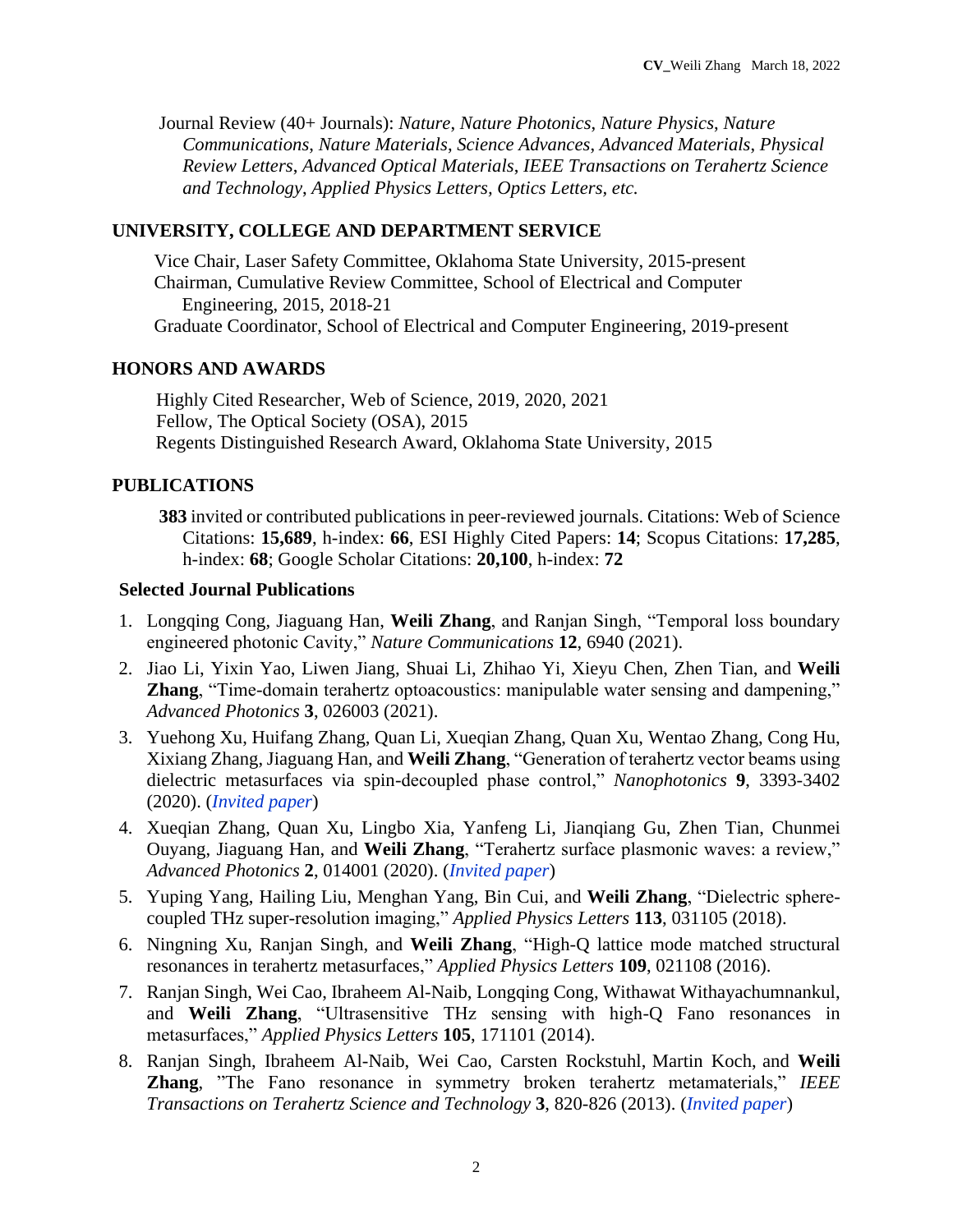Journal Review (40+ Journals): *Nature*, *Nature Photonics*, *Nature Physics*, *Nature Communications*, *Nature Materials*, *Science Advances*, *Advanced Materials*, *Physical Review Letters*, *Advanced Optical Materials*, *IEEE Transactions on Terahertz Science and Technology*, *Applied Physics Letters*, *Optics Letters*, *etc.*

## UNIVERSITY, COLLEGE AND DEPARTMENT SERVICE

Vice Chair, Laser Safety Committee, Oklahoma State University, 2015-present
Chairman, Cumulative Review Committee, School of Electrical and Computer Engineering, 2015, 2018-21
Graduate Coordinator, School of Electrical and Computer Engineering, 2019-present

## HONORS AND AWARDS

Highly Cited Researcher, Web of Science, 2019, 2020, 2021
Fellow, The Optical Society (OSA), 2015
Regents Distinguished Research Award, Oklahoma State University, 2015

## PUBLICATIONS

**383** invited or contributed publications in peer-reviewed journals. Citations: Web of Science Citations: **15,689**, h-index: **66**, ESI Highly Cited Papers: **14**; Scopus Citations: **17,285**, h-index: **68**; Google Scholar Citations: **20,100**, h-index: **72**

### Selected Journal Publications

1. Longqing Cong, Jiaguang Han, **Weili Zhang**, and Ranjan Singh, "Temporal loss boundary engineered photonic Cavity," *Nature Communications* **12**, 6940 (2021).
2. Jiao Li, Yixin Yao, Liwen Jiang, Shuai Li, Zhihao Yi, Xieyu Chen, Zhen Tian, and **Weili Zhang**, "Time-domain terahertz optoacoustics: manipulable water sensing and dampening," *Advanced Photonics* **3**, 026003 (2021).
3. Yuehong Xu, Huifang Zhang, Quan Li, Xueqian Zhang, Quan Xu, Wentao Zhang, Cong Hu, Xixiang Zhang, Jiaguang Han, and **Weili Zhang**, "Generation of terahertz vector beams using dielectric metasurfaces via spin-decoupled phase control," *Nanophotonics* **9**, 3393-3402 (2020). (*Invited paper*)
4. Xueqian Zhang, Quan Xu, Lingbo Xia, Yanfeng Li, Jianqiang Gu, Zhen Tian, Chunmei Ouyang, Jiaguang Han, and **Weili Zhang**, "Terahertz surface plasmonic waves: a review," *Advanced Photonics* **2**, 014001 (2020). (*Invited paper*)
5. Yuping Yang, Hailing Liu, Menghan Yang, Bin Cui, and **Weili Zhang**, "Dielectric sphere-coupled THz super-resolution imaging," *Applied Physics Letters* **113**, 031105 (2018).
6. Ningning Xu, Ranjan Singh, and **Weili Zhang**, "High-Q lattice mode matched structural resonances in terahertz metasurfaces," *Applied Physics Letters* **109**, 021108 (2016).
7. Ranjan Singh, Wei Cao, Ibraheem Al-Naib, Longqing Cong, Withawat Withayachumnankul, and **Weili Zhang**, "Ultrasensitive THz sensing with high-Q Fano resonances in metasurfaces," *Applied Physics Letters* **105**, 171101 (2014).
8. Ranjan Singh, Ibraheem Al-Naib, Wei Cao, Carsten Rockstuhl, Martin Koch, and **Weili Zhang**, "The Fano resonance in symmetry broken terahertz metamaterials," *IEEE Transactions on Terahertz Science and Technology* **3**, 820-826 (2013). (*Invited paper*)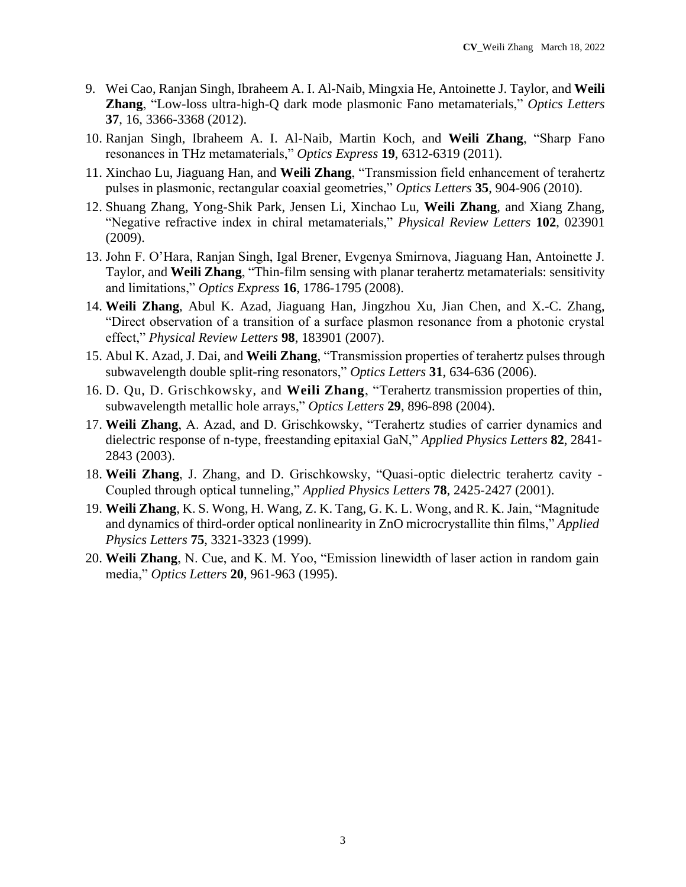9. Wei Cao, Ranjan Singh, Ibraheem A. I. Al-Naib, Mingxia He, Antoinette J. Taylor, and **Weili Zhang**, "Low-loss ultra-high-Q dark mode plasmonic Fano metamaterials," *Optics Letters* **37**, 16, 3366-3368 (2012).
10. Ranjan Singh, Ibraheem A. I. Al-Naib, Martin Koch, and **Weili Zhang**, "Sharp Fano resonances in THz metamaterials," *Optics Express* **19**, 6312-6319 (2011).
11. Xinchao Lu, Jiaguang Han, and **Weili Zhang**, "Transmission field enhancement of terahertz pulses in plasmonic, rectangular coaxial geometries," *Optics Letters* **35**, 904-906 (2010).
12. Shuang Zhang, Yong-Shik Park, Jensen Li, Xinchao Lu, **Weili Zhang**, and Xiang Zhang, "Negative refractive index in chiral metamaterials," *Physical Review Letters* **102**, 023901 (2009).
13. John F. O'Hara, Ranjan Singh, Igal Brener, Evgenya Smirnova, Jiaguang Han, Antoinette J. Taylor, and **Weili Zhang**, "Thin-film sensing with planar terahertz metamaterials: sensitivity and limitations," *Optics Express* **16**, 1786-1795 (2008).
14. **Weili Zhang**, Abul K. Azad, Jiaguang Han, Jingzhou Xu, Jian Chen, and X.-C. Zhang, "Direct observation of a transition of a surface plasmon resonance from a photonic crystal effect," *Physical Review Letters* **98**, 183901 (2007).
15. Abul K. Azad, J. Dai, and **Weili Zhang**, "Transmission properties of terahertz pulses through subwavelength double split-ring resonators," *Optics Letters* **31**, 634-636 (2006).
16. D. Qu, D. Grischkowsky, and **Weili Zhang**, "Terahertz transmission properties of thin, subwavelength metallic hole arrays," *Optics Letters* **29**, 896-898 (2004).
17. **Weili Zhang**, A. Azad, and D. Grischkowsky, "Terahertz studies of carrier dynamics and dielectric response of n-type, freestanding epitaxial GaN," *Applied Physics Letters* **82**, 2841-2843 (2003).
18. **Weili Zhang**, J. Zhang, and D. Grischkowsky, "Quasi-optic dielectric terahertz cavity - Coupled through optical tunneling," *Applied Physics Letters* **78**, 2425-2427 (2001).
19. **Weili Zhang**, K. S. Wong, H. Wang, Z. K. Tang, G. K. L. Wong, and R. K. Jain, "Magnitude and dynamics of third-order optical nonlinearity in ZnO microcrystallite thin films," *Applied Physics Letters* **75**, 3321-3323 (1999).
20. **Weili Zhang**, N. Cue, and K. M. Yoo, "Emission linewidth of laser action in random gain media," *Optics Letters* **20**, 961-963 (1995).